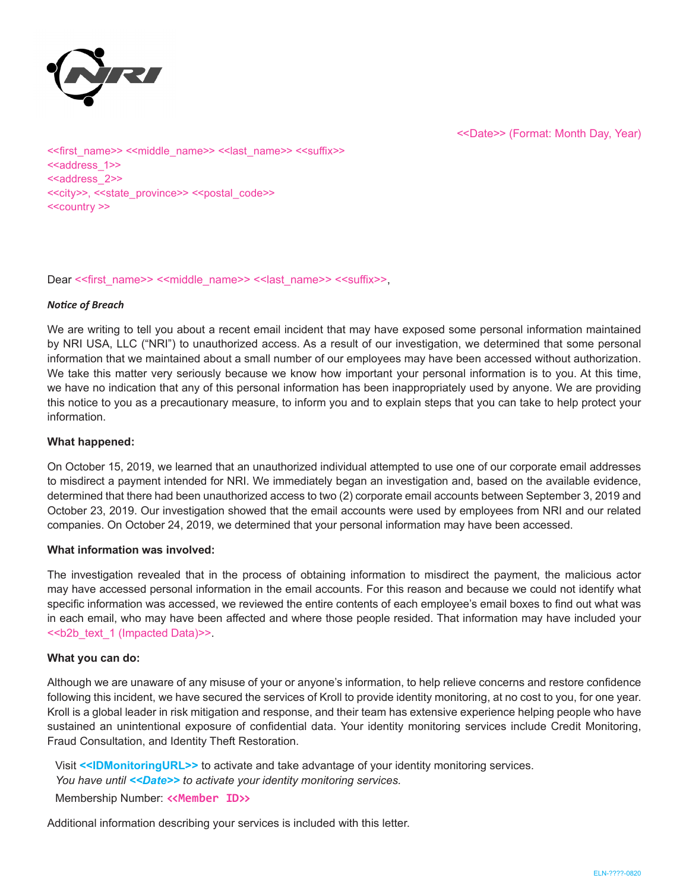<<Date>> (Format: Month Day, Year)

<<first_name>> <<middle_name>> <<last_name>> <<suffix>>
<<address_1>>
<<address_2>>
<<city>>, <<state_province>> <<postal_code>>
<<country >>

Dear <<first_name>> <<middle_name>> <<last_name>> <<suffix>>,

***Notice of Breach***

We are writing to tell you about a recent email incident that may have exposed some personal information maintained by NRI USA, LLC ("NRI") to unauthorized access. As a result of our investigation, we determined that some personal information that we maintained about a small number of our employees may have been accessed without authorization. We take this matter very seriously because we know how important your personal information is to you. At this time, we have no indication that any of this personal information has been inappropriately used by anyone. We are providing this notice to you as a precautionary measure, to inform you and to explain steps that you can take to help protect your information.

**What happened:**

On October 15, 2019, we learned that an unauthorized individual attempted to use one of our corporate email addresses to misdirect a payment intended for NRI. We immediately began an investigation and, based on the available evidence, determined that there had been unauthorized access to two (2) corporate email accounts between September 3, 2019 and October 23, 2019. Our investigation showed that the email accounts were used by employees from NRI and our related companies. On October 24, 2019, we determined that your personal information may have been accessed.

**What information was involved:**

The investigation revealed that in the process of obtaining information to misdirect the payment, the malicious actor may have accessed personal information in the email accounts. For this reason and because we could not identify what specific information was accessed, we reviewed the entire contents of each employee's email boxes to find out what was in each email, who may have been affected and where those people resided. That information may have included your <<b2b_text_1 (Impacted Data)>>.

**What you can do:**

Although we are unaware of any misuse of your or anyone's information, to help relieve concerns and restore confidence following this incident, we have secured the services of Kroll to provide identity monitoring, at no cost to you, for one year. Kroll is a global leader in risk mitigation and response, and their team has extensive experience helping people who have sustained an unintentional exposure of confidential data. Your identity monitoring services include Credit Monitoring, Fraud Consultation, and Identity Theft Restoration.

Visit **<<IDMonitoringURL>>** to activate and take advantage of your identity monitoring services.
*You have until **<<Date>>** to activate your identity monitoring services.*
Membership Number: **<<Member ID>>**

Additional information describing your services is included with this letter.

ELN-????-0820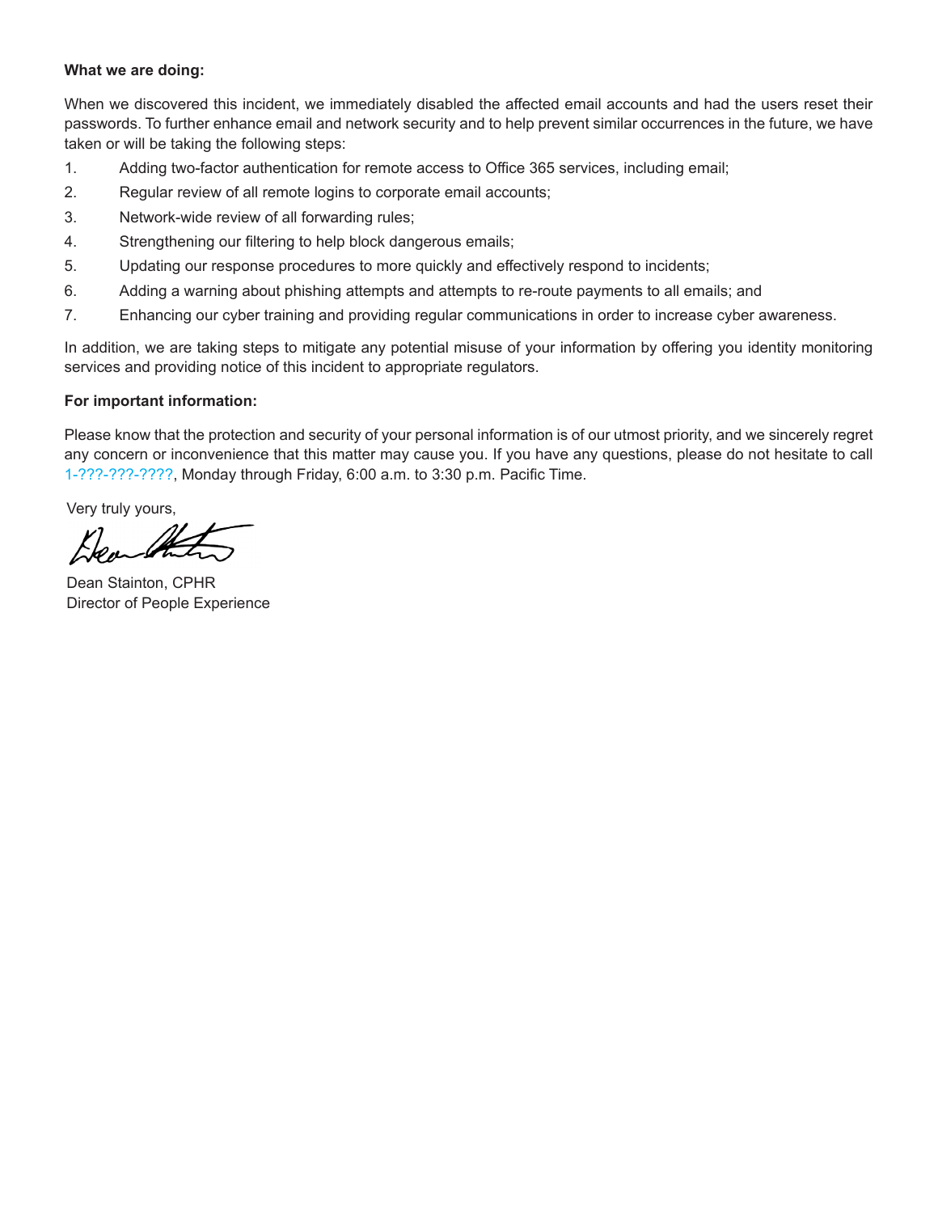**What we are doing:**

When we discovered this incident, we immediately disabled the affected email accounts and had the users reset their passwords. To further enhance email and network security and to help prevent similar occurrences in the future, we have taken or will be taking the following steps:

1. Adding two-factor authentication for remote access to Office 365 services, including email;
2. Regular review of all remote logins to corporate email accounts;
3. Network-wide review of all forwarding rules;
4. Strengthening our filtering to help block dangerous emails;
5. Updating our response procedures to more quickly and effectively respond to incidents;
6. Adding a warning about phishing attempts and attempts to re-route payments to all emails; and
7. Enhancing our cyber training and providing regular communications in order to increase cyber awareness.

In addition, we are taking steps to mitigate any potential misuse of your information by offering you identity monitoring services and providing notice of this incident to appropriate regulators.

**For important information:**

Please know that the protection and security of your personal information is of our utmost priority, and we sincerely regret any concern or inconvenience that this matter may cause you. If you have any questions, please do not hesitate to call 1-???-???-????, Monday through Friday, 6:00 a.m. to 3:30 p.m. Pacific Time.

Very truly yours,

Dean Stainton, CPHR
Director of People Experience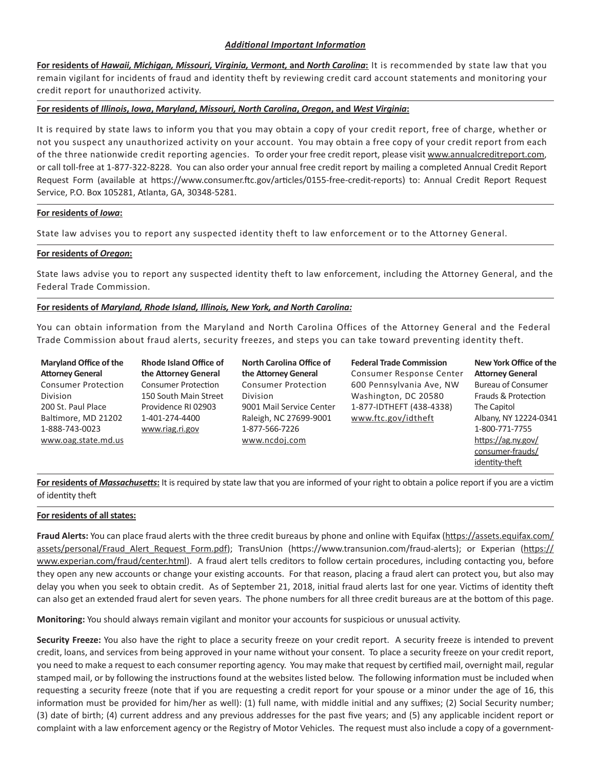### ***Additional Important Information***

**For residents of *Hawaii, Michigan, Missouri, Virginia, Vermont,* and *North Carolina*:** It is recommended by state law that you remain vigilant for incidents of fraud and identity theft by reviewing credit card account statements and monitoring your credit report for unauthorized activity.

**For residents of *Illinois*, *Iowa*, *Maryland*, *Missouri*, *North Carolina*, *Oregon*, and *West Virginia*:**

It is required by state laws to inform you that you may obtain a copy of your credit report, free of charge, whether or not you suspect any unauthorized activity on your account. You may obtain a free copy of your credit report from each of the three nationwide credit reporting agencies. To order your free credit report, please visit www.annualcreditreport.com, or call toll-free at 1-877-322-8228. You can also order your annual free credit report by mailing a completed Annual Credit Report Request Form (available at https://www.consumer.ftc.gov/articles/0155-free-credit-reports) to: Annual Credit Report Request Service, P.O. Box 105281, Atlanta, GA, 30348-5281.

**For residents of *Iowa*:**

State law advises you to report any suspected identity theft to law enforcement or to the Attorney General.

**For residents of *Oregon*:**

State laws advise you to report any suspected identity theft to law enforcement, including the Attorney General, and the Federal Trade Commission.

**For residents of *Maryland, Rhode Island, Illinois, New York, and North Carolina:***

You can obtain information from the Maryland and North Carolina Offices of the Attorney General and the Federal Trade Commission about fraud alerts, security freezes, and steps you can take toward preventing identity theft.

**Maryland Office of the Attorney General**
Consumer Protection Division
200 St. Paul Place
Baltimore, MD 21202
1-888-743-0023
www.oag.state.md.us

**Rhode Island Office of the Attorney General**
Consumer Protection
150 South Main Street
Providence RI 02903
1-401-274-4400
www.riag.ri.gov

**North Carolina Office of the Attorney General**
Consumer Protection Division
9001 Mail Service Center
Raleigh, NC 27699-9001
1-877-566-7226
www.ncdoj.com

**Federal Trade Commission**
Consumer Response Center
600 Pennsylvania Ave, NW
Washington, DC 20580
1-877-IDTHEFT (438-4338)
www.ftc.gov/idtheft

**New York Office of the Attorney General**
Bureau of Consumer Frauds & Protection
The Capitol
Albany, NY 12224-0341
1-800-771-7755
https://ag.ny.gov/consumer-frauds/identity-theft

**For residents of *Massachusetts*:** It is required by state law that you are informed of your right to obtain a police report if you are a victim of identity theft

**For residents of all states:**

**Fraud Alerts:** You can place fraud alerts with the three credit bureaus by phone and online with Equifax (https://assets.equifax.com/assets/personal/Fraud_Alert_Request_Form.pdf); TransUnion (https://www.transunion.com/fraud-alerts); or Experian (https://www.experian.com/fraud/center.html). A fraud alert tells creditors to follow certain procedures, including contacting you, before they open any new accounts or change your existing accounts. For that reason, placing a fraud alert can protect you, but also may delay you when you seek to obtain credit. As of September 21, 2018, initial fraud alerts last for one year. Victims of identity theft can also get an extended fraud alert for seven years. The phone numbers for all three credit bureaus are at the bottom of this page.

**Monitoring:** You should always remain vigilant and monitor your accounts for suspicious or unusual activity.

**Security Freeze:** You also have the right to place a security freeze on your credit report. A security freeze is intended to prevent credit, loans, and services from being approved in your name without your consent. To place a security freeze on your credit report, you need to make a request to each consumer reporting agency. You may make that request by certified mail, overnight mail, regular stamped mail, or by following the instructions found at the websites listed below. The following information must be included when requesting a security freeze (note that if you are requesting a credit report for your spouse or a minor under the age of 16, this information must be provided for him/her as well): (1) full name, with middle initial and any suffixes; (2) Social Security number; (3) date of birth; (4) current address and any previous addresses for the past five years; and (5) any applicable incident report or complaint with a law enforcement agency or the Registry of Motor Vehicles. The request must also include a copy of a government-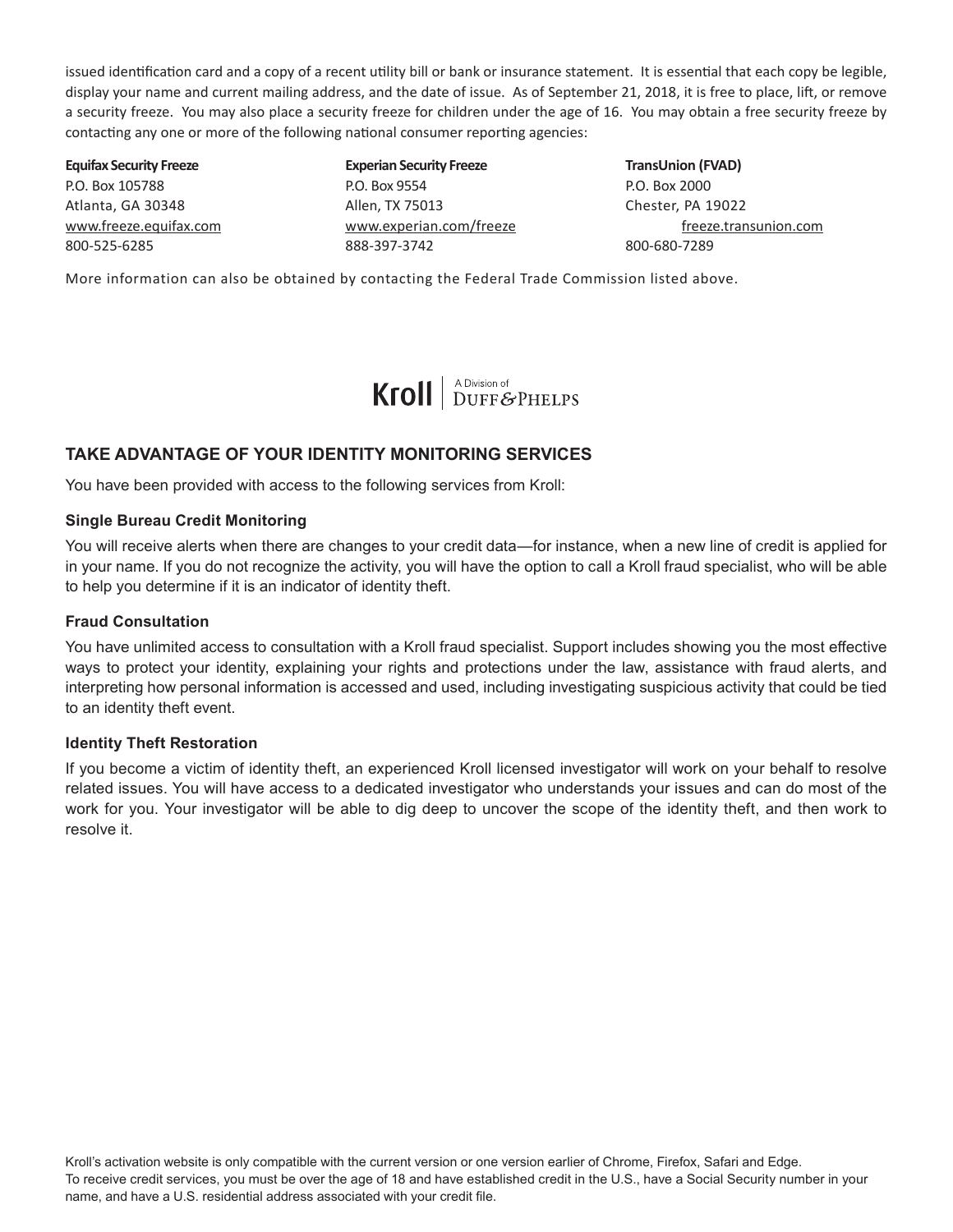issued identification card and a copy of a recent utility bill or bank or insurance statement. It is essential that each copy be legible, display your name and current mailing address, and the date of issue. As of September 21, 2018, it is free to place, lift, or remove a security freeze. You may also place a security freeze for children under the age of 16. You may obtain a free security freeze by contacting any one or more of the following national consumer reporting agencies:

**Equifax Security Freeze**
P.O. Box 105788
Atlanta, GA 30348
www.freeze.equifax.com
800-525-6285

**Experian Security Freeze**
P.O. Box 9554
Allen, TX 75013
www.experian.com/freeze
888-397-3742

**TransUnion (FVAD)**
P.O. Box 2000
Chester, PA 19022
freeze.transunion.com
800-680-7289

More information can also be obtained by contacting the Federal Trade Commission listed above.

Kroll | A Division of DUFF & PHELPS

## TAKE ADVANTAGE OF YOUR IDENTITY MONITORING SERVICES

You have been provided with access to the following services from Kroll:

### Single Bureau Credit Monitoring

You will receive alerts when there are changes to your credit data—for instance, when a new line of credit is applied for in your name. If you do not recognize the activity, you will have the option to call a Kroll fraud specialist, who will be able to help you determine if it is an indicator of identity theft.

### Fraud Consultation

You have unlimited access to consultation with a Kroll fraud specialist. Support includes showing you the most effective ways to protect your identity, explaining your rights and protections under the law, assistance with fraud alerts, and interpreting how personal information is accessed and used, including investigating suspicious activity that could be tied to an identity theft event.

### Identity Theft Restoration

If you become a victim of identity theft, an experienced Kroll licensed investigator will work on your behalf to resolve related issues. You will have access to a dedicated investigator who understands your issues and can do most of the work for you. Your investigator will be able to dig deep to uncover the scope of the identity theft, and then work to resolve it.

Kroll's activation website is only compatible with the current version or one version earlier of Chrome, Firefox, Safari and Edge.
To receive credit services, you must be over the age of 18 and have established credit in the U.S., have a Social Security number in your name, and have a U.S. residential address associated with your credit file.